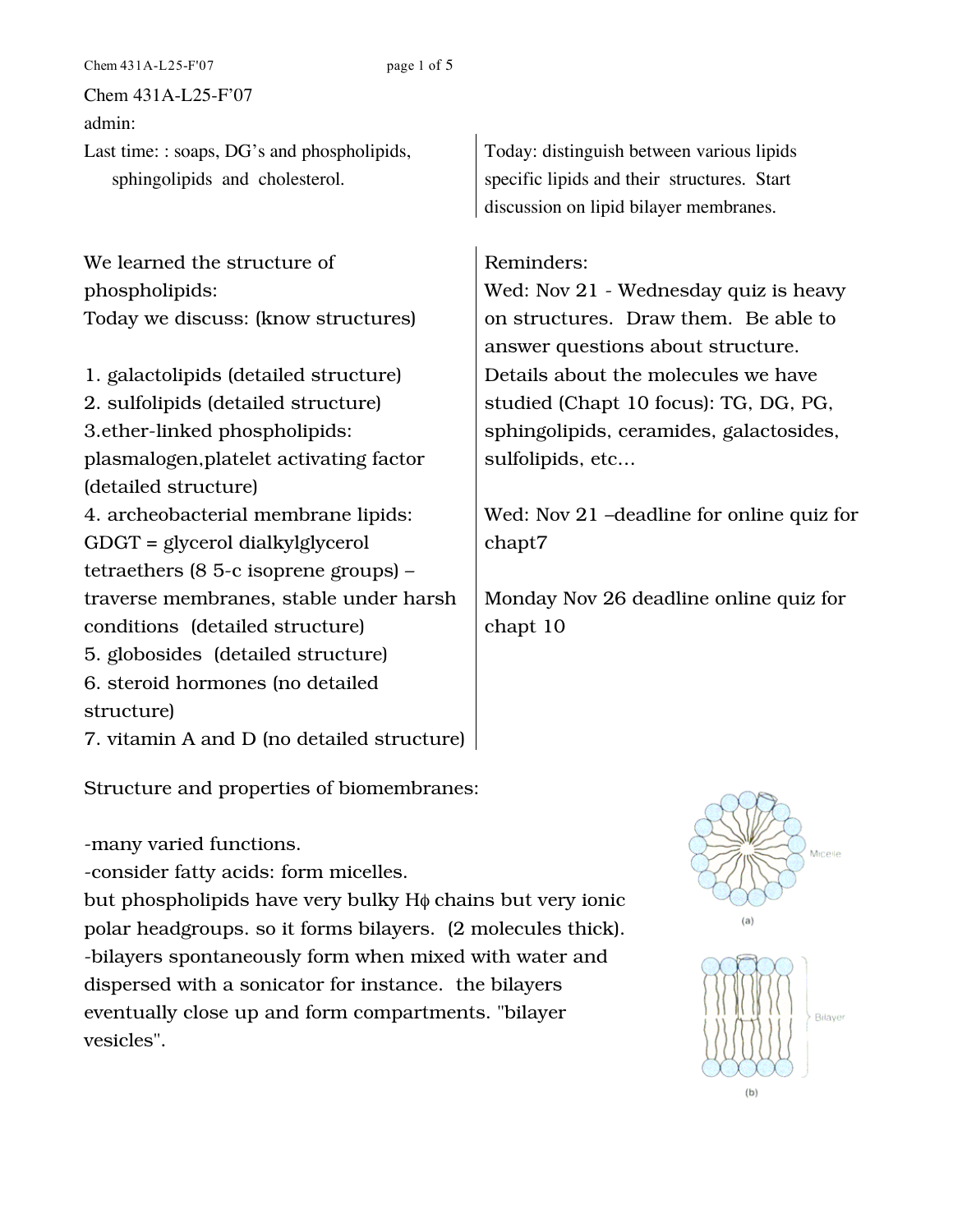Chem 431A-L25-F'07

admin:

Last time: : soaps, DG's and phospholipids, sphingolipids and cholesterol.

Today: distinguish between various lipids specific lipids and their structures. Start discussion on lipid bilayer membranes.

We learned the structure of phospholipids:

Today we discuss: (know structures)

1. galactolipids (detailed structure)
2. sulfolipids (detailed structure)
3. ether-linked phospholipids: plasmalogen, platelet activating factor (detailed structure)
4. archeobacterial membrane lipids: GDGT = glycerol dialkylglycerol tetraethers (8 5-c isoprene groups) – traverse membranes, stable under harsh conditions (detailed structure)
5. globosides (detailed structure)
6. steroid hormones (no detailed structure)
7. vitamin A and D (no detailed structure)

Reminders:

Wed: Nov 21 - Wednesday quiz is heavy on structures. Draw them. Be able to answer questions about structure. Details about the molecules we have studied (Chapt 10 focus): TG, DG, PG, sphingolipids, ceramides, galactosides, sulfolipids, etc…

Wed: Nov 21 –deadline for online quiz for chapt7

Monday Nov 26 deadline online quiz for chapt 10

Structure and properties of biomembranes:

-many varied functions.

-consider fatty acids: form micelles.

but phospholipids have very bulky Hϕ chains but very ionic polar headgroups. so it forms bilayers. (2 molecules thick).

-bilayers spontaneously form when mixed with water and dispersed with a sonicator for instance. the bilayers eventually close up and form compartments. "bilayer vesicles".

Micelle

(a)

Bilayer

(b)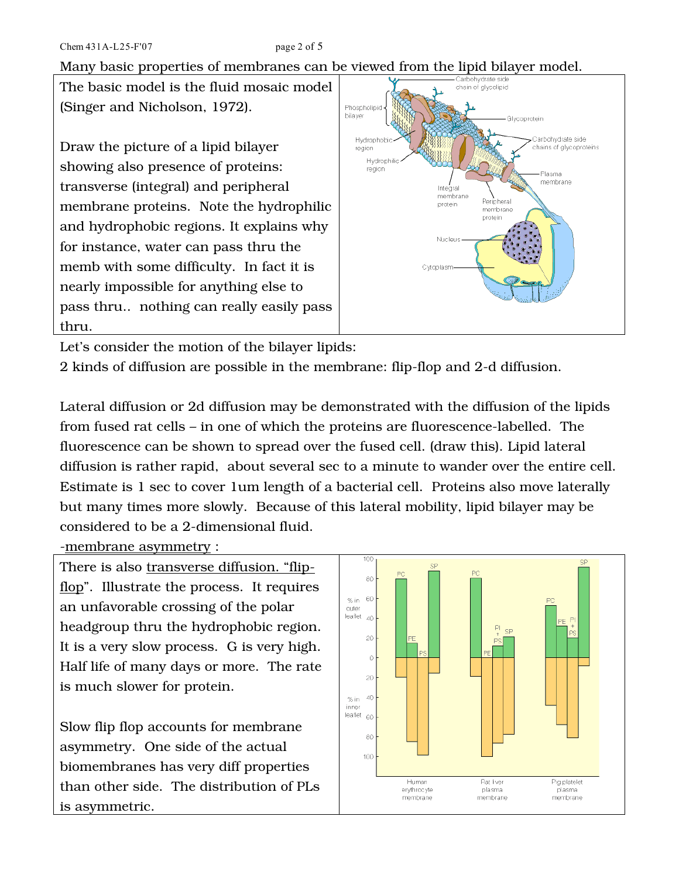Many basic properties of membranes can be viewed from the lipid bilayer model.

The basic model is the fluid mosaic model (Singer and Nicholson, 1972).

Draw the picture of a lipid bilayer showing also presence of proteins: transverse (integral) and peripheral membrane proteins. Note the hydrophilic and hydrophobic regions. It explains why for instance, water can pass thru the memb with some difficulty. In fact it is nearly impossible for anything else to pass thru.. nothing can really easily pass thru.

Let's consider the motion of the bilayer lipids:

2 kinds of diffusion are possible in the membrane: flip-flop and 2-d diffusion.

Lateral diffusion or 2d diffusion may be demonstrated with the diffusion of the lipids from fused rat cells – in one of which the proteins are fluorescence-labelled. The fluorescence can be shown to spread over the fused cell. (draw this). Lipid lateral diffusion is rather rapid, about several sec to a minute to wander over the entire cell. Estimate is 1 sec to cover 1um length of a bacterial cell. Proteins also move laterally but many times more slowly. Because of this lateral mobility, lipid bilayer may be considered to be a 2-dimensional fluid.

-<u>membrane asymmetry</u> :

There is also <u>transverse diffusion. "flip-flop"</u>. Illustrate the process. It requires an unfavorable crossing of the polar headgroup thru the hydrophobic region. It is a very slow process. G is very high. Half life of many days or more. The rate is much slower for protein.

Slow flip flop accounts for membrane asymmetry. One side of the actual biomembranes has very diff properties than other side. The distribution of PLs is asymmetric.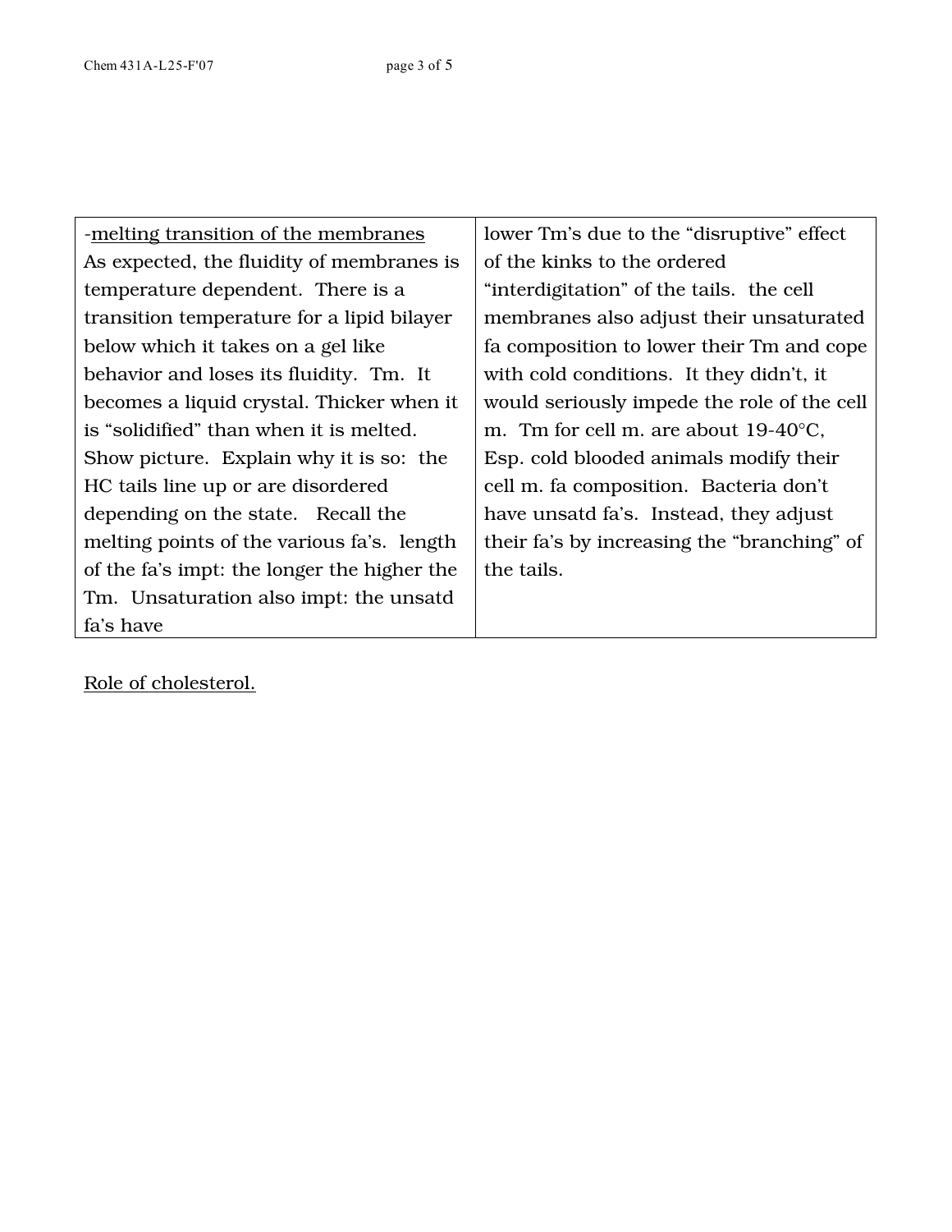| -<u>melting transition of the membranes</u> As expected, the fluidity of membranes is temperature dependent. There is a transition temperature for a lipid bilayer below which it takes on a gel like behavior and loses its fluidity. Tm. It becomes a liquid crystal. Thicker when it is "solidified" than when it is melted. Show picture. Explain why it is so: the HC tails line up or are disordered depending on the state. Recall the melting points of the various fa's. length of the fa's impt: the longer the higher the Tm. Unsaturation also impt: the unsatd fa's have | lower Tm's due to the "disruptive" effect of the kinks to the ordered "interdigitation" of the tails. the cell membranes also adjust their unsaturated fa composition to lower their Tm and cope with cold conditions. It they didn't, it would seriously impede the role of the cell m. Tm for cell m. are about 19-40°C, Esp. cold blooded animals modify their cell m. fa composition. Bacteria don't have unsatd fa's. Instead, they adjust their fa's by increasing the "branching" of the tails. |
|---|---|

<u>Role of cholesterol.</u>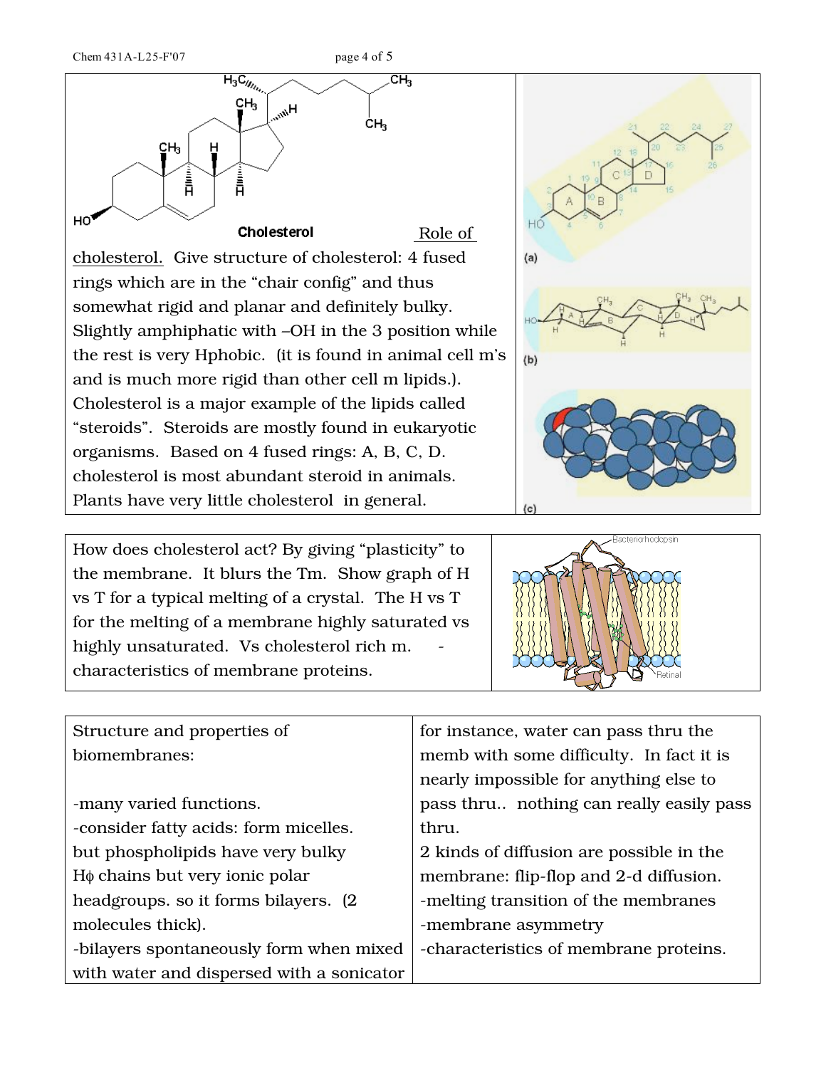Role of cholesterol. Give structure of cholesterol: 4 fused rings which are in the "chair config" and thus somewhat rigid and planar and definitely bulky. Slightly amphiphatic with –OH in the 3 position while the rest is very Hphobic. (it is found in animal cell m's and is much more rigid than other cell m lipids.). Cholesterol is a major example of the lipids called "steroids". Steroids are mostly found in eukaryotic organisms. Based on 4 fused rings: A, B, C, D. cholesterol is most abundant steroid in animals. Plants have very little cholesterol in general.

How does cholesterol act? By giving "plasticity" to the membrane. It blurs the Tm. Show graph of H vs T for a typical melting of a crystal. The H vs T for the melting of a membrane highly saturated vs highly unsaturated. Vs cholesterol rich m. - characteristics of membrane proteins.

Structure and properties of biomembranes:

-many varied functions.
-consider fatty acids: form micelles. but phospholipids have very bulky Hϕ chains but very ionic polar headgroups. so it forms bilayers. (2 molecules thick).
-bilayers spontaneously form when mixed with water and dispersed with a sonicator

for instance, water can pass thru the memb with some difficulty. In fact it is nearly impossible for anything else to pass thru.. nothing can really easily pass thru.

2 kinds of diffusion are possible in the membrane: flip-flop and 2-d diffusion.
-melting transition of the membranes
-membrane asymmetry
-characteristics of membrane proteins.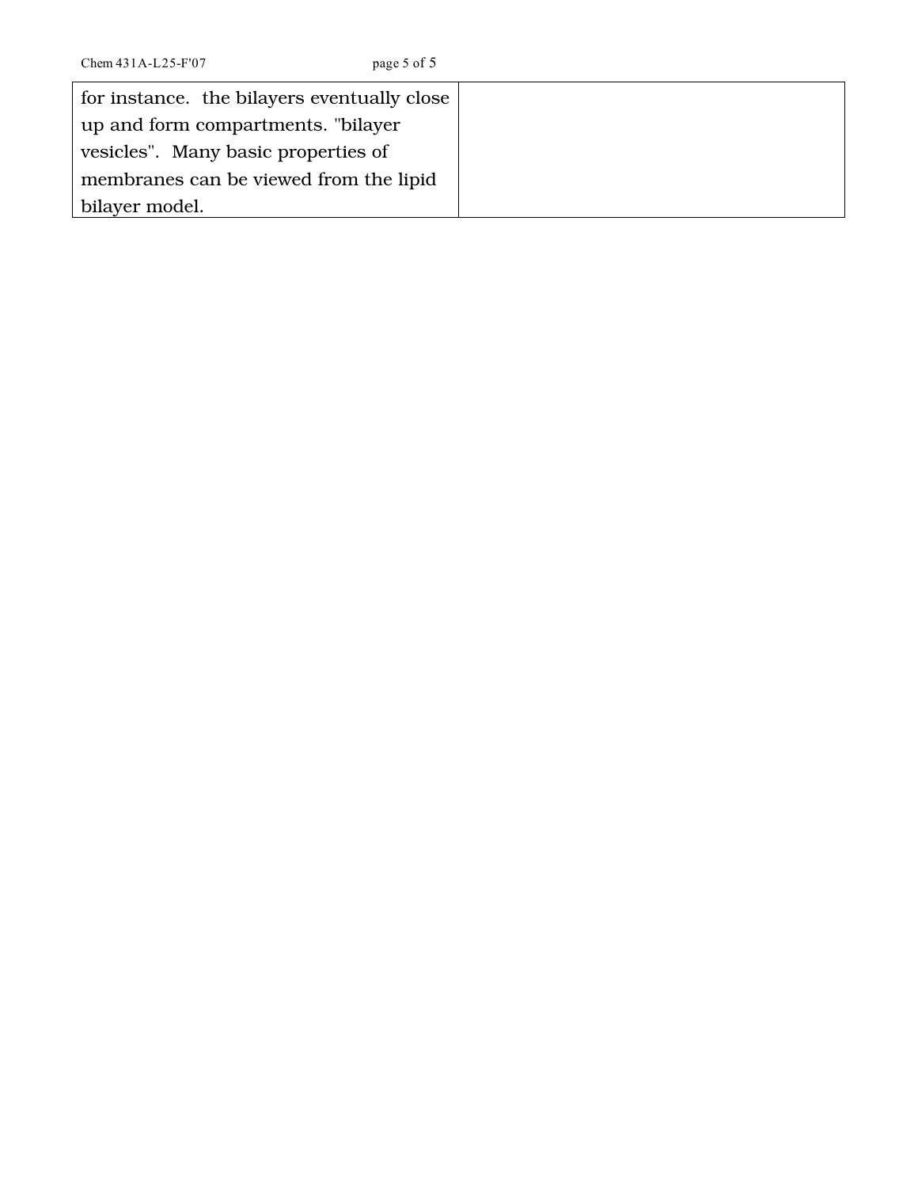| | |
|---|---|
| for instance. the bilayers eventually close up and form compartments. "bilayer vesicles". Many basic properties of membranes can be viewed from the lipid bilayer model. | |